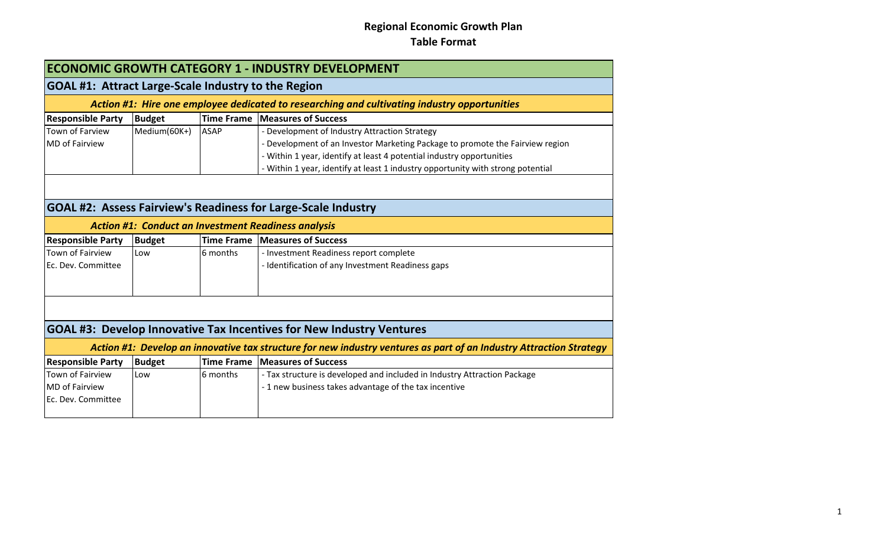# Regional Economic Growth Plan
## Table Format

## ECONOMIC GROWTH CATEGORY 1 - INDUSTRY DEVELOPMENT

### GOAL #1: Attract Large-Scale Industry to the Region

***Action #1: Hire one employee dedicated to researching and cultivating industry opportunities***

| Responsible Party | Budget | Time Frame | Measures of Success |
|---|---|---|---|
| Town of Farview<br>MD of Fairview | Medium(60K+) | ASAP | - Development of Industry Attraction Strategy<br>- Development of an Investor Marketing Package to promote the Fairview region<br>- Within 1 year, identify at least 4 potential industry opportunities<br>- Within 1 year, identify at least 1 industry opportunity with strong potential |

### GOAL #2: Assess Fairview's Readiness for Large-Scale Industry

***Action #1: Conduct an Investment Readiness analysis***

| Responsible Party | Budget | Time Frame | Measures of Success |
|---|---|---|---|
| Town of Fairview<br>Ec. Dev. Committee | Low | 6 months | - Investment Readiness report complete<br>- Identification of any Investment Readiness gaps |

### GOAL #3: Develop Innovative Tax Incentives for New Industry Ventures

***Action #1: Develop an innovative tax structure for new industry ventures as part of an Industry Attraction Strategy***

| Responsible Party | Budget | Time Frame | Measures of Success |
|---|---|---|---|
| Town of Fairview<br>MD of Fairview<br>Ec. Dev. Committee | Low | 6 months | - Tax structure is developed and included in Industry Attraction Package<br>- 1 new business takes advantage of the tax incentive |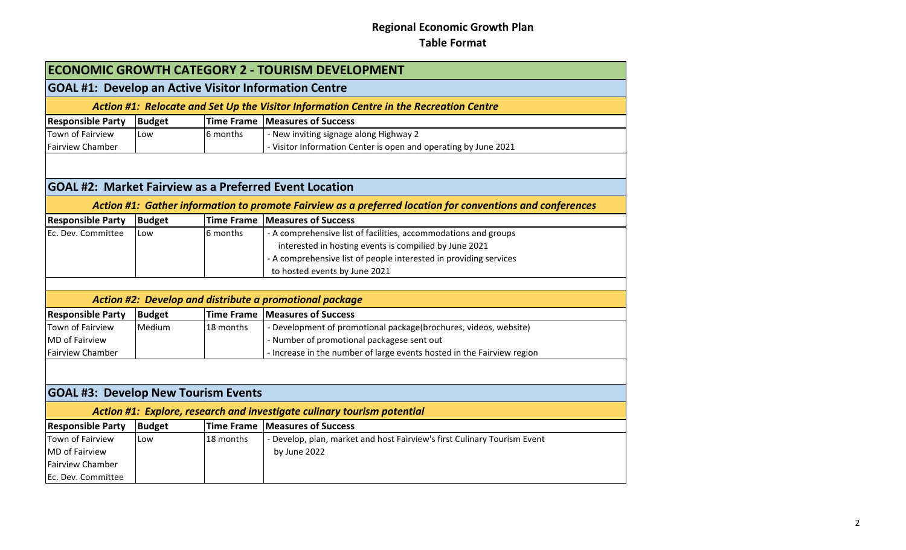# Regional Economic Growth Plan

## Table Format

## ECONOMIC GROWTH CATEGORY 2 - TOURISM DEVELOPMENT

### GOAL #1: Develop an Active Visitor Information Centre

***Action #1: Relocate and Set Up the Visitor Information Centre in the Recreation Centre***

| Responsible Party | Budget | Time Frame | Measures of Success |
|---|---|---|---|
| Town of Fairview<br>Fairview Chamber | Low | 6 months | - New inviting signage along Highway 2<br>- Visitor Information Center is open and operating by June 2021 |

### GOAL #2: Market Fairview as a Preferred Event Location

***Action #1: Gather information to promote Fairview as a preferred location for conventions and conferences***

| Responsible Party | Budget | Time Frame | Measures of Success |
|---|---|---|---|
| Ec. Dev. Committee | Low | 6 months | - A comprehensive list of facilities, accommodations and groups interested in hosting events is compiled by June 2021<br>- A comprehensive list of people interested in providing services to hosted events by June 2021 |

***Action #2: Develop and distribute a promotional package***

| Responsible Party | Budget | Time Frame | Measures of Success |
|---|---|---|---|
| Town of Fairview<br>MD of Fairview<br>Fairview Chamber | Medium | 18 months | - Development of promotional package(brochures, videos, website)<br>- Number of promotional packagese sent out<br>- Increase in the number of large events hosted in the Fairview region |

### GOAL #3: Develop New Tourism Events

***Action #1: Explore, research and investigate culinary tourism potential***

| Responsible Party | Budget | Time Frame | Measures of Success |
|---|---|---|---|
| Town of Fairview<br>MD of Fairview<br>Fairview Chamber<br>Ec. Dev. Committee | Low | 18 months | - Develop, plan, market and host Fairview's first Culinary Tourism Event by June 2022 |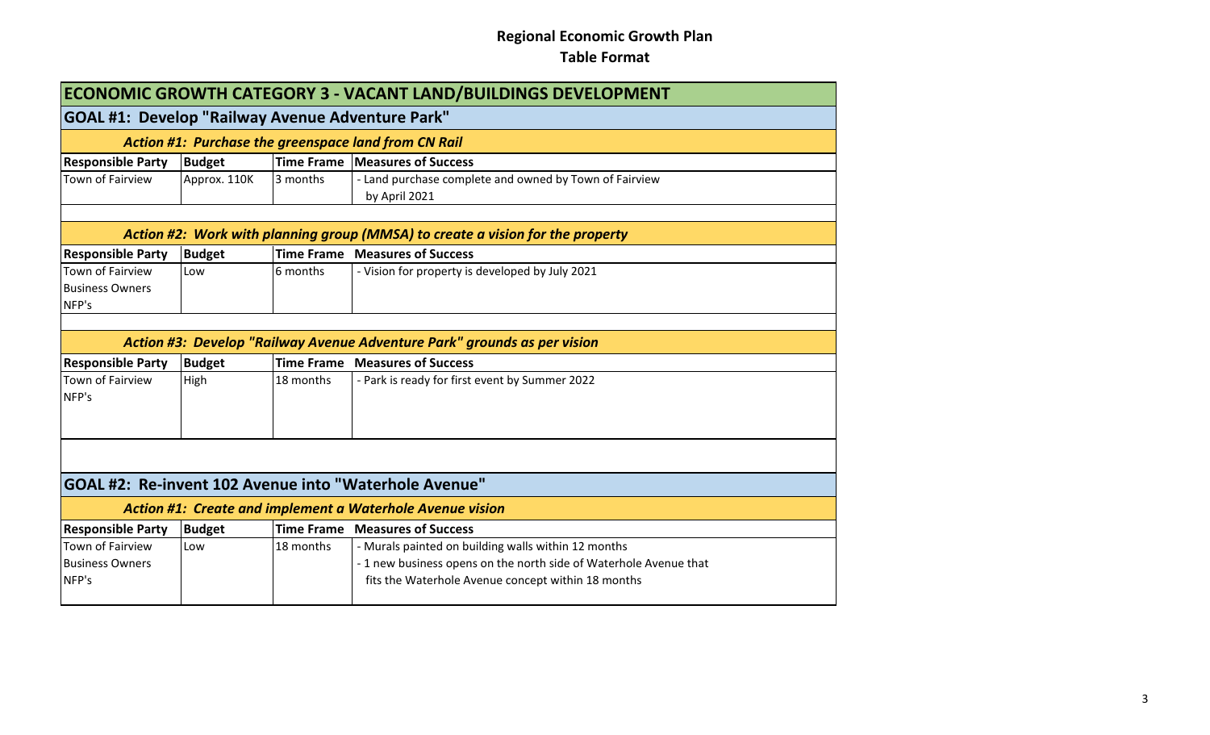# Regional Economic Growth Plan

## Table Format

## ECONOMIC GROWTH CATEGORY 3 - VACANT LAND/BUILDINGS DEVELOPMENT

### GOAL #1: Develop "Railway Avenue Adventure Park"

***Action #1: Purchase the greenspace land from CN Rail***

| Responsible Party | Budget | Time Frame | Measures of Success |
|---|---|---|---|
| Town of Fairview | Approx. 110K | 3 months | - Land purchase complete and owned by Town of Fairview by April 2021 |

***Action #2: Work with planning group (MMSA) to create a vision for the property***

| Responsible Party | Budget | Time Frame | Measures of Success |
|---|---|---|---|
| Town of Fairview<br>Business Owners<br>NFP's | Low | 6 months | - Vision for property is developed by July 2021 |

***Action #3: Develop "Railway Avenue Adventure Park" grounds as per vision***

| Responsible Party | Budget | Time Frame | Measures of Success |
|---|---|---|---|
| Town of Fairview<br>NFP's | High | 18 months | - Park is ready for first event by Summer 2022 |

### GOAL #2: Re-invent 102 Avenue into "Waterhole Avenue"

***Action #1: Create and implement a Waterhole Avenue vision***

| Responsible Party | Budget | Time Frame | Measures of Success |
|---|---|---|---|
| Town of Fairview<br>Business Owners<br>NFP's | Low | 18 months | - Murals painted on building walls within 12 months<br>- 1 new business opens on the north side of Waterhole Avenue that fits the Waterhole Avenue concept within 18 months |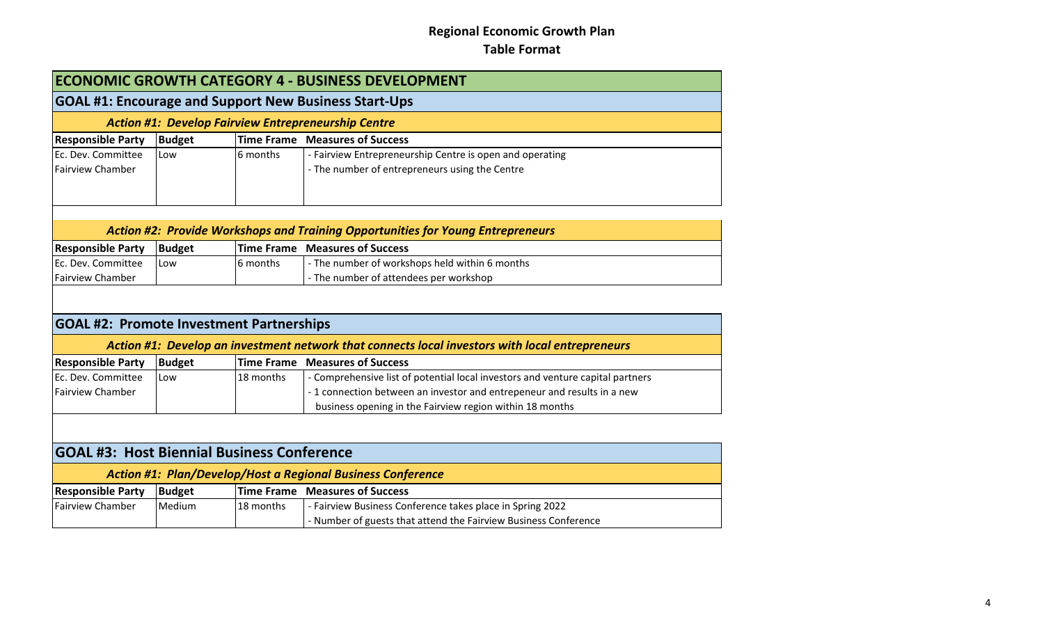# Regional Economic Growth Plan
## Table Format

## ECONOMIC GROWTH CATEGORY 4 - BUSINESS DEVELOPMENT

### GOAL #1: Encourage and Support New Business Start-Ups

***Action #1: Develop Fairview Entrepreneurship Centre***

| Responsible Party | Budget | Time Frame | Measures of Success |
|---|---|---|---|
| Ec. Dev. Committee<br>Fairview Chamber | Low | 6 months | - Fairview Entrepreneurship Centre is open and operating<br>- The number of entrepreneurs using the Centre |

***Action #2: Provide Workshops and Training Opportunities for Young Entrepreneurs***

| Responsible Party | Budget | Time Frame | Measures of Success |
|---|---|---|---|
| Ec. Dev. Committee<br>Fairview Chamber | Low | 6 months | - The number of workshops held within 6 months<br>- The number of attendees per workshop |

### GOAL #2: Promote Investment Partnerships

***Action #1: Develop an investment network that connects local investors with local entrepreneurs***

| Responsible Party | Budget | Time Frame | Measures of Success |
|---|---|---|---|
| Ec. Dev. Committee<br>Fairview Chamber | Low | 18 months | - Comprehensive list of potential local investors and venture capital partners<br>- 1 connection between an investor and entrepeneur and results in a new business opening in the Fairview region within 18 months |

### GOAL #3: Host Biennial Business Conference

***Action #1: Plan/Develop/Host a Regional Business Conference***

| Responsible Party | Budget | Time Frame | Measures of Success |
|---|---|---|---|
| Fairview Chamber | Medium | 18 months | - Fairview Business Conference takes place in Spring 2022<br>- Number of guests that attend the Fairview Business Conference |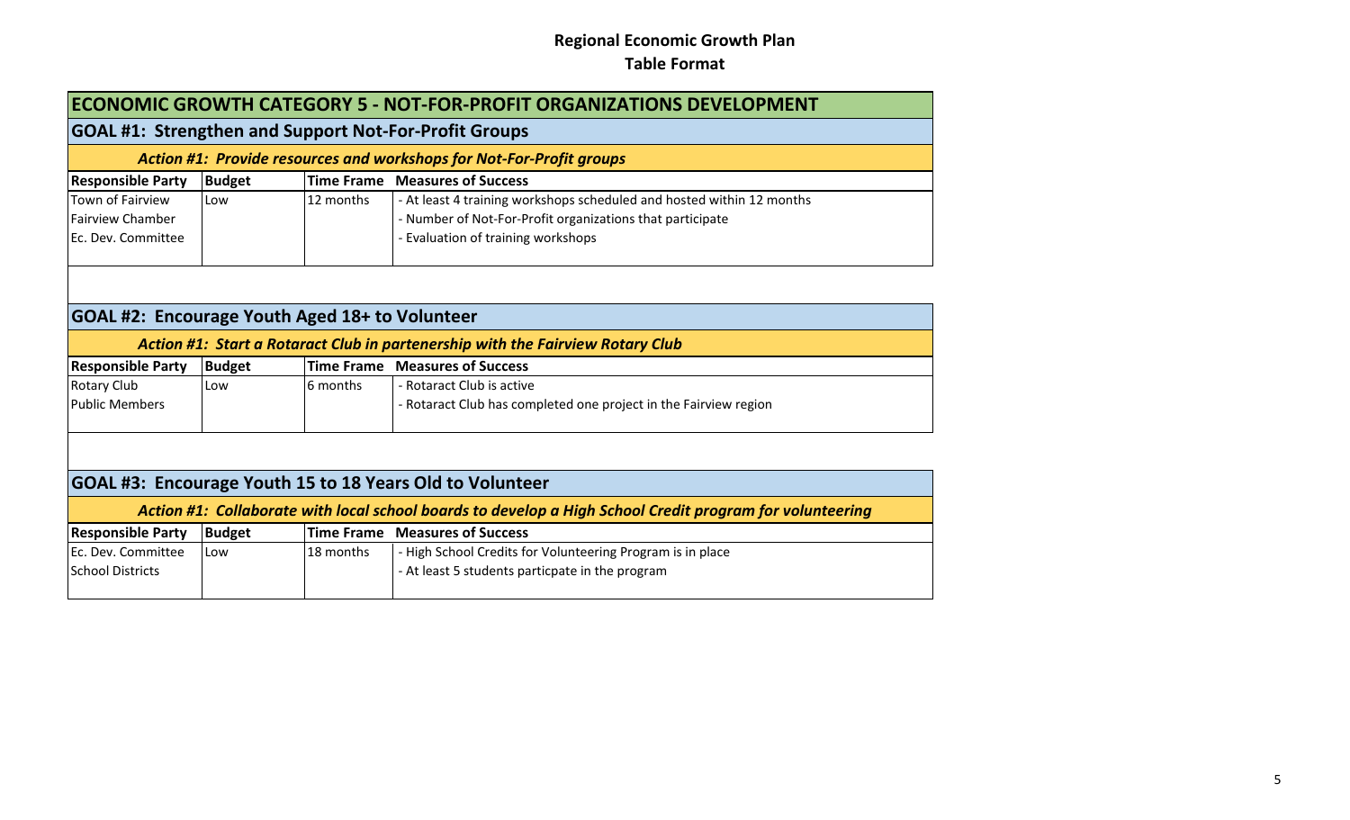# Regional Economic Growth Plan
## Table Format

## ECONOMIC GROWTH CATEGORY 5 - NOT-FOR-PROFIT ORGANIZATIONS DEVELOPMENT

### GOAL #1: Strengthen and Support Not-For-Profit Groups

***Action #1: Provide resources and workshops for Not-For-Profit groups***

| Responsible Party | Budget | Time Frame | Measures of Success |
| --- | --- | --- | --- |
| Town of Fairview<br>Fairview Chamber<br>Ec. Dev. Committee | Low | 12 months | - At least 4 training workshops scheduled and hosted within 12 months<br>- Number of Not-For-Profit organizations that participate<br>- Evaluation of training workshops |

### GOAL #2: Encourage Youth Aged 18+ to Volunteer

***Action #1: Start a Rotaract Club in partenership with the Fairview Rotary Club***

| Responsible Party | Budget | Time Frame | Measures of Success |
| --- | --- | --- | --- |
| Rotary Club<br>Public Members | Low | 6 months | - Rotaract Club is active<br>- Rotaract Club has completed one project in the Fairview region |

### GOAL #3: Encourage Youth 15 to 18 Years Old to Volunteer

***Action #1: Collaborate with local school boards to develop a High School Credit program for volunteering***

| Responsible Party | Budget | Time Frame | Measures of Success |
| --- | --- | --- | --- |
| Ec. Dev. Committee<br>School Districts | Low | 18 months | - High School Credits for Volunteering Program is in place<br>- At least 5 students particpate in the program |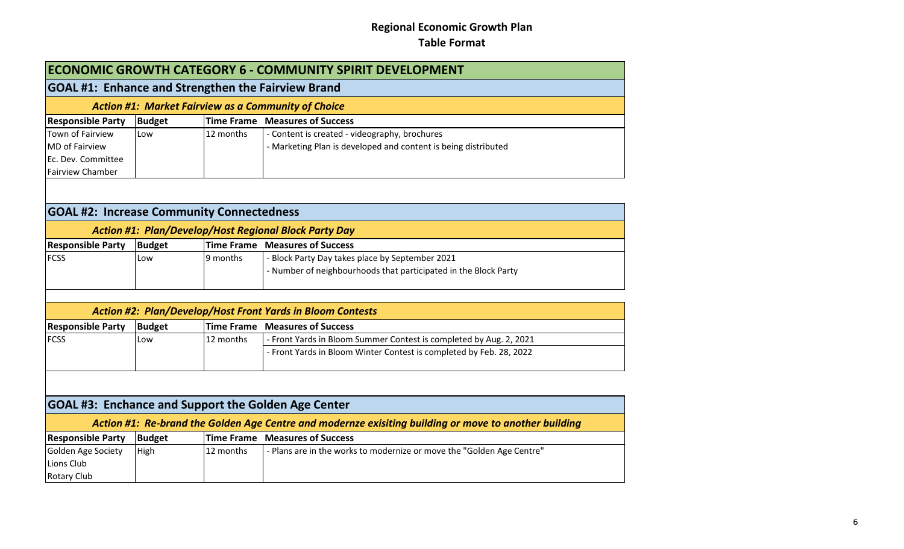# Regional Economic Growth Plan

## Table Format

## ECONOMIC GROWTH CATEGORY 6 - COMMUNITY SPIRIT DEVELOPMENT

### GOAL #1: Enhance and Strengthen the Fairview Brand

***Action #1: Market Fairview as a Community of Choice***

| Responsible Party | Budget | Time Frame | Measures of Success |
|---|---|---|---|
| Town of Fairview<br>MD of Fairview<br>Ec. Dev. Committee<br>Fairview Chamber | Low | 12 months | - Content is created - videography, brochures<br>- Marketing Plan is developed and content is being distributed |

### GOAL #2: Increase Community Connectedness

***Action #1: Plan/Develop/Host Regional Block Party Day***

| Responsible Party | Budget | Time Frame | Measures of Success |
|---|---|---|---|
| FCSS | Low | 9 months | - Block Party Day takes place by September 2021<br>- Number of neighbourhoods that participated in the Block Party |

***Action #2: Plan/Develop/Host Front Yards in Bloom Contests***

| Responsible Party | Budget | Time Frame | Measures of Success |
|---|---|---|---|
| FCSS | Low | 12 months | - Front Yards in Bloom Summer Contest is completed by Aug. 2, 2021<br>- Front Yards in Bloom Winter Contest is completed by Feb. 28, 2022 |

### GOAL #3: Enchance and Support the Golden Age Center

***Action #1: Re-brand the Golden Age Centre and modernze exisiting building or move to another building***

| Responsible Party | Budget | Time Frame | Measures of Success |
|---|---|---|---|
| Golden Age Society<br>Lions Club<br>Rotary Club | High | 12 months | - Plans are in the works to modernize or move the "Golden Age Centre" |